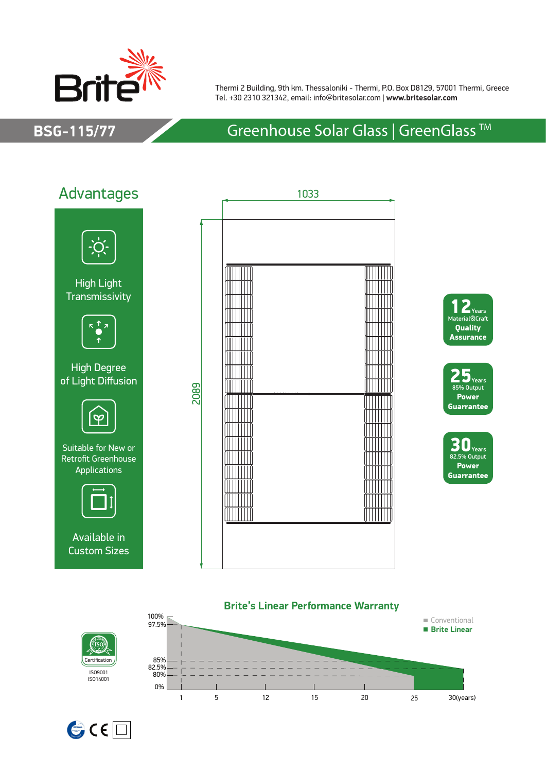Thermi 2 Building, 9th km. Thessaloniki - Thermi, P.O. Box D8129, 57001 Thermi, Greece
Tel. +30 2310 321342, email: info@britesolar.com | **www.britesolar.com**

# BSG-115/77

## Greenhouse Solar Glass | GreenGlass ™

## Advantages

- High Light Transmissivity
- High Degree of Light Diffusion
- Suitable for New or Retrofit Greenhouse Applications
- Available in Custom Sizes

1033

2089

**12** Years Material&Craft **Quality Assurance**

**25** Years 85% Output **Power Guarrantee**

**30** Years 82.5% Output **Power Guarrantee**

### Brite's Linear Performance Warranty

- Conventional
- **Brite Linear**

100%, 97.5%, 85%, 82.5%, 80%, 0%

1, 5, 12, 15, 20, 25, 30(years)

Certification
ISO9001
ISO14001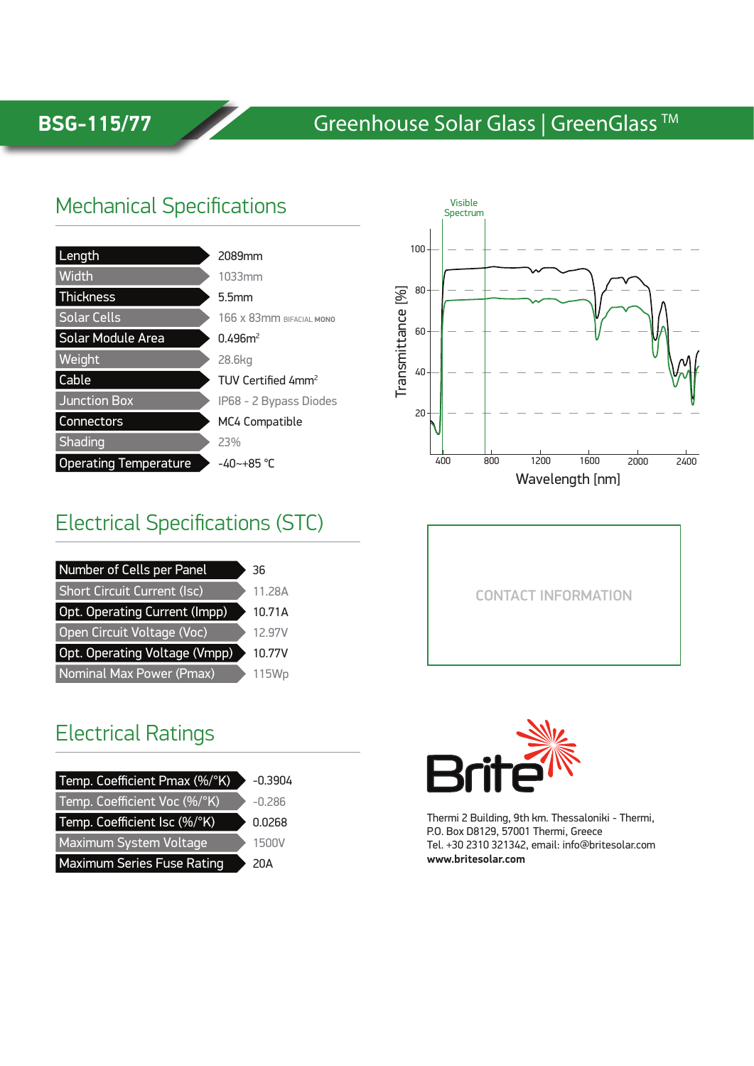# BSG-115/77

Greenhouse Solar Glass | GreenGlass ™

## Mechanical Specifications

| | |
|---|---|
| Length | 2089mm |
| Width | 1033mm |
| Thickness | 5.5mm |
| Solar Cells | 166 x 83mm BIFACIAL MONO |
| Solar Module Area | 0.496m² |
| Weight | 28.6kg |
| Cable | TUV Certified 4mm² |
| Junction Box | IP68 - 2 Bypass Diodes |
| Connectors | MC4 Compatible |
| Shading | 23% |
| Operating Temperature | -40~+85 °C |

Visible Spectrum

Transmittance [%]

100
80
60
40
20

400
800
1200
1600
2000
2400

Wavelength [nm]

## Electrical Specifications (STC)

| | |
|---|---|
| Number of Cells per Panel | 36 |
| Short Circuit Current (Isc) | 11.28A |
| Opt. Operating Current (Impp) | 10.71A |
| Open Circuit Voltage (Voc) | 12.97V |
| Opt. Operating Voltage (Vmpp) | 10.77V |
| Nominal Max Power (Pmax) | 115Wp |

CONTACT INFORMATION

## Electrical Ratings

| | |
|---|---|
| Temp. Coefficient Pmax (%/°K) | -0.3904 |
| Temp. Coefficient Voc (%/°K) | -0.286 |
| Temp. Coefficient Isc (%/°K) | 0.0268 |
| Maximum System Voltage | 1500V |
| Maximum Series Fuse Rating | 20A |

Brite

Thermi 2 Building, 9th km. Thessaloniki - Thermi,
P.O. Box D8129, 57001 Thermi, Greece
Tel. +30 2310 321342, email: info@britesolar.com
**www.britesolar.com**